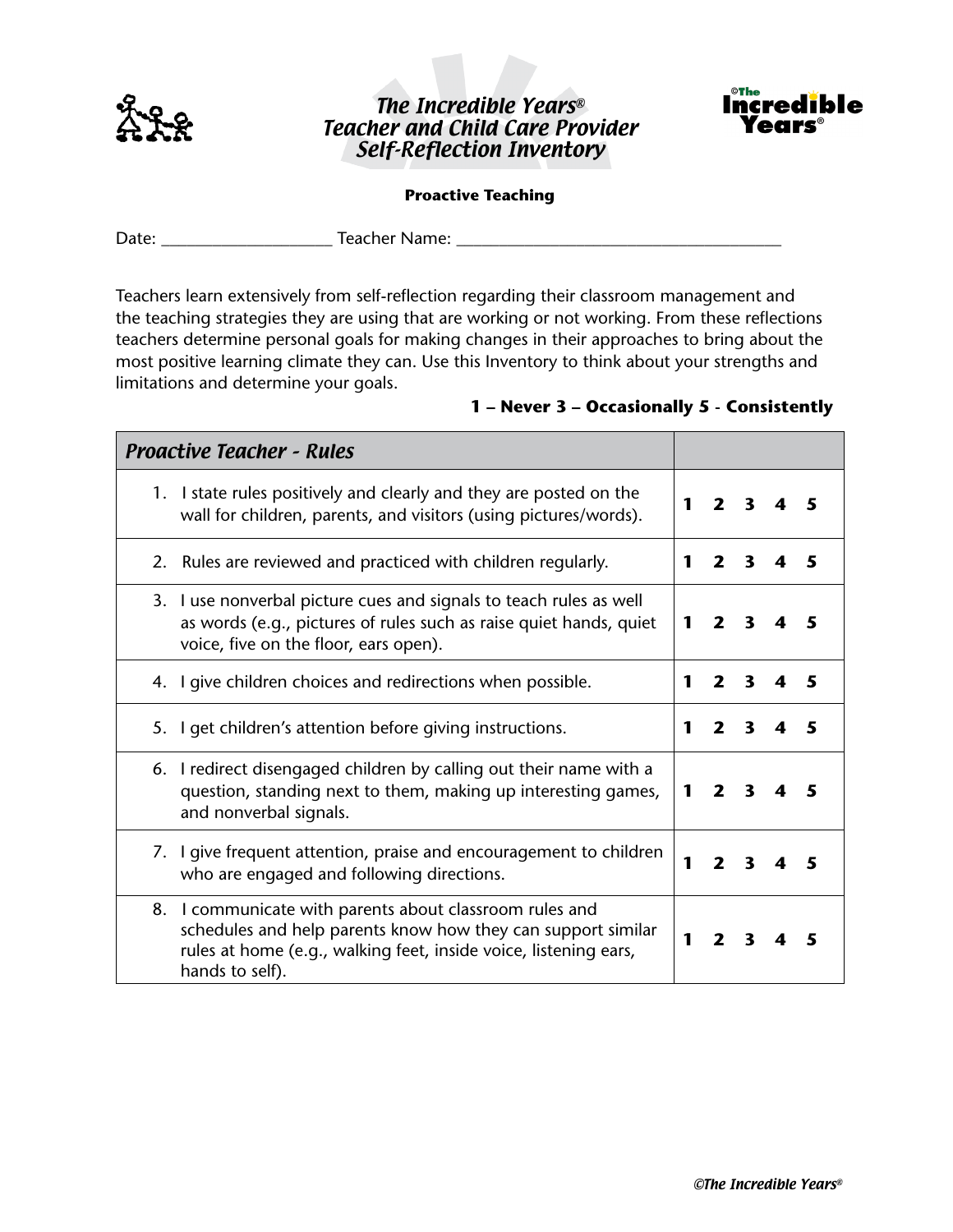# *The Incredible Years®*
# *Teacher and Child Care Provider Self-Reflection Inventory*

**Proactive Teaching**

Date: ____________________ Teacher Name: ______________________________________

Teachers learn extensively from self-reflection regarding their classroom management and the teaching strategies they are using that are working or not working. From these reflections teachers determine personal goals for making changes in their approaches to bring about the most positive learning climate they can. Use this Inventory to think about your strengths and limitations and determine your goals.

**1 – Never 3 – Occasionally 5 - Consistently**

| *Proactive Teacher - Rules* | |
|---|---|
| 1. I state rules positively and clearly and they are posted on the wall for children, parents, and visitors (using pictures/words). | **1 2 3 4 5** |
| 2. Rules are reviewed and practiced with children regularly. | **1 2 3 4 5** |
| 3. I use nonverbal picture cues and signals to teach rules as well as words (e.g., pictures of rules such as raise quiet hands, quiet voice, five on the floor, ears open). | **1 2 3 4 5** |
| 4. I give children choices and redirections when possible. | **1 2 3 4 5** |
| 5. I get children's attention before giving instructions. | **1 2 3 4 5** |
| 6. I redirect disengaged children by calling out their name with a question, standing next to them, making up interesting games, and nonverbal signals. | **1 2 3 4 5** |
| 7. I give frequent attention, praise and encouragement to children who are engaged and following directions. | **1 2 3 4 5** |
| 8. I communicate with parents about classroom rules and schedules and help parents know how they can support similar rules at home (e.g., walking feet, inside voice, listening ears, hands to self). | **1 2 3 4 5** |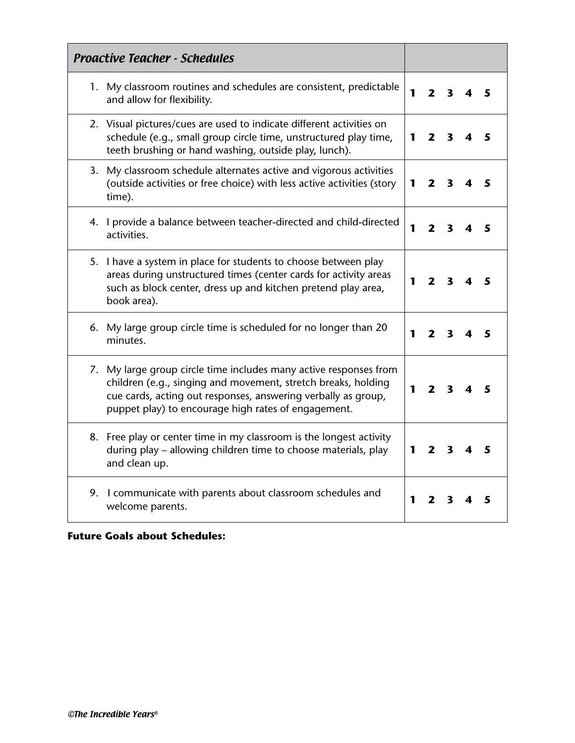| *Proactive Teacher - Schedules* | |
|---|---|
| 1. My classroom routines and schedules are consistent, predictable and allow for flexibility. | **1 2 3 4 5** |
| 2. Visual pictures/cues are used to indicate different activities on schedule (e.g., small group circle time, unstructured play time, teeth brushing or hand washing, outside play, lunch). | **1 2 3 4 5** |
| 3. My classroom schedule alternates active and vigorous activities (outside activities or free choice) with less active activities (story time). | **1 2 3 4 5** |
| 4. I provide a balance between teacher-directed and child-directed activities. | **1 2 3 4 5** |
| 5. I have a system in place for students to choose between play areas during unstructured times (center cards for activity areas such as block center, dress up and kitchen pretend play area, book area). | **1 2 3 4 5** |
| 6. My large group circle time is scheduled for no longer than 20 minutes. | **1 2 3 4 5** |
| 7. My large group circle time includes many active responses from children (e.g., singing and movement, stretch breaks, holding cue cards, acting out responses, answering verbally as group, puppet play) to encourage high rates of engagement. | **1 2 3 4 5** |
| 8. Free play or center time in my classroom is the longest activity during play – allowing children time to choose materials, play and clean up. | **1 2 3 4 5** |
| 9. I communicate with parents about classroom schedules and welcome parents. | **1 2 3 4 5** |

**Future Goals about Schedules:**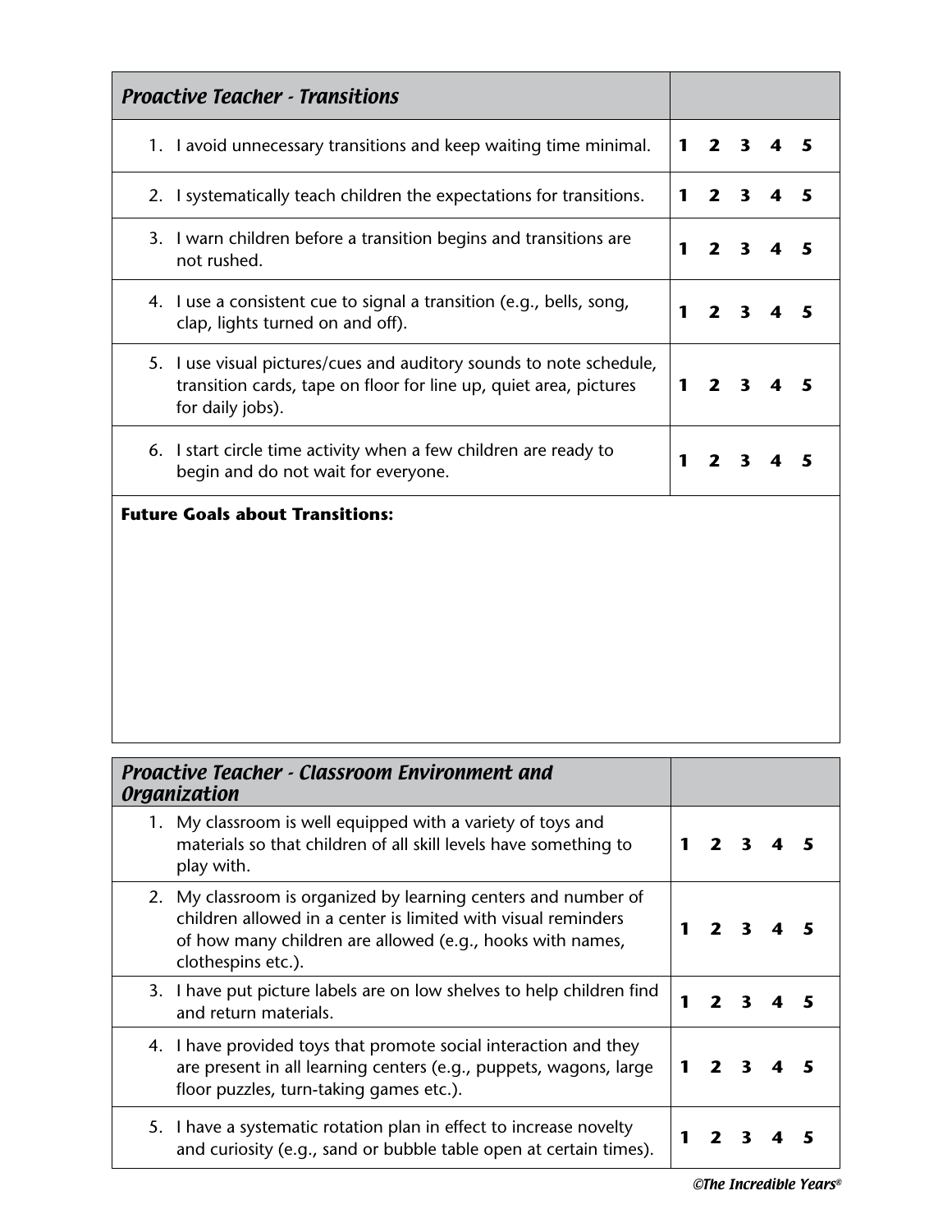| *Proactive Teacher - Transitions* | |
|---|---|
| 1. I avoid unnecessary transitions and keep waiting time minimal. | **1 2 3 4 5** |
| 2. I systematically teach children the expectations for transitions. | **1 2 3 4 5** |
| 3. I warn children before a transition begins and transitions are not rushed. | **1 2 3 4 5** |
| 4. I use a consistent cue to signal a transition (e.g., bells, song, clap, lights turned on and off). | **1 2 3 4 5** |
| 5. I use visual pictures/cues and auditory sounds to note schedule, transition cards, tape on floor for line up, quiet area, pictures for daily jobs). | **1 2 3 4 5** |
| 6. I start circle time activity when a few children are ready to begin and do not wait for everyone. | **1 2 3 4 5** |

**Future Goals about Transitions:**

| *Proactive Teacher - Classroom Environment and Organization* | |
|---|---|
| 1. My classroom is well equipped with a variety of toys and materials so that children of all skill levels have something to play with. | **1 2 3 4 5** |
| 2. My classroom is organized by learning centers and number of children allowed in a center is limited with visual reminders of how many children are allowed (e.g., hooks with names, clothespins etc.). | **1 2 3 4 5** |
| 3. I have put picture labels are on low shelves to help children find and return materials. | **1 2 3 4 5** |
| 4. I have provided toys that promote social interaction and they are present in all learning centers (e.g., puppets, wagons, large floor puzzles, turn-taking games etc.). | **1 2 3 4 5** |
| 5. I have a systematic rotation plan in effect to increase novelty and curiosity (e.g., sand or bubble table open at certain times). | **1 2 3 4 5** |

*©The Incredible Years®*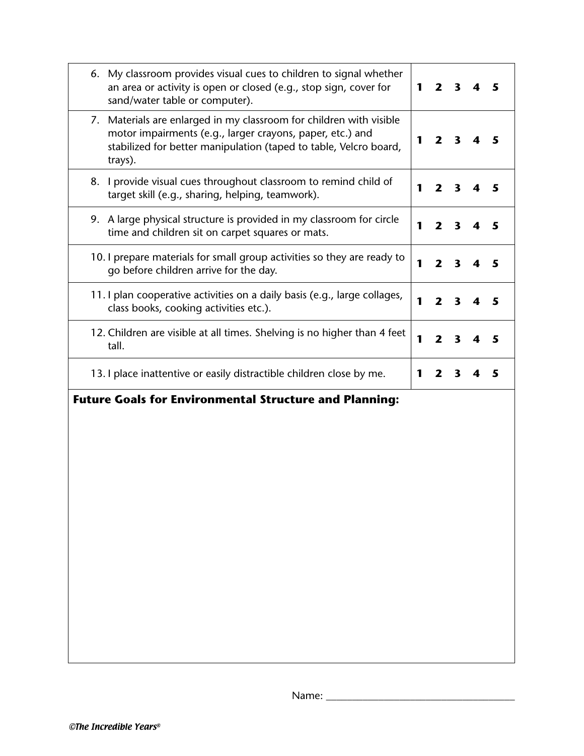| | |
|---|---|
| 6. My classroom provides visual cues to children to signal whether an area or activity is open or closed (e.g., stop sign, cover for sand/water table or computer). | **1 2 3 4 5** |
| 7. Materials are enlarged in my classroom for children with visible motor impairments (e.g., larger crayons, paper, etc.) and stabilized for better manipulation (taped to table, Velcro board, trays). | **1 2 3 4 5** |
| 8. I provide visual cues throughout classroom to remind child of target skill (e.g., sharing, helping, teamwork). | **1 2 3 4 5** |
| 9. A large physical structure is provided in my classroom for circle time and children sit on carpet squares or mats. | **1 2 3 4 5** |
| 10. I prepare materials for small group activities so they are ready to go before children arrive for the day. | **1 2 3 4 5** |
| 11. I plan cooperative activities on a daily basis (e.g., large collages, class books, cooking activities etc.). | **1 2 3 4 5** |
| 12. Children are visible at all times. Shelving is no higher than 4 feet tall. | **1 2 3 4 5** |
| 13. I place inattentive or easily distractible children close by me. | **1 2 3 4 5** |

**Future Goals for Environmental Structure and Planning:**

Name: ___________________________________